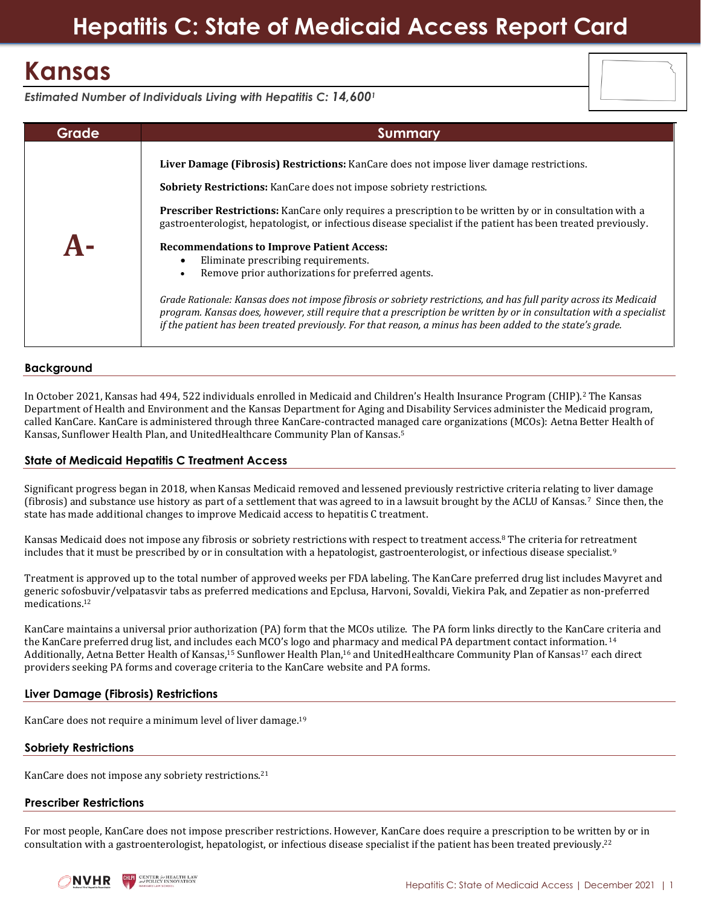# Hepatitis C: State of Medicaid Access Report Card

## Kansas

*Estimated Number of Individuals Living with Hepatitis C: 14,600[1]*

| Grade | Summary |
| --- | --- |
| **A-** | **Liver Damage (Fibrosis) Restrictions:** KanCare does not impose liver damage restrictions.<br><br>**Sobriety Restrictions:** KanCare does not impose sobriety restrictions.<br><br>**Prescriber Restrictions:** KanCare only requires a prescription to be written by or in consultation with a gastroenterologist, hepatologist, or infectious disease specialist if the patient has been treated previously.<br><br>**Recommendations to Improve Patient Access:**<br>• Eliminate prescribing requirements.<br>• Remove prior authorizations for preferred agents.<br><br>*Grade Rationale: Kansas does not impose fibrosis or sobriety restrictions, and has full parity across its Medicaid program. Kansas does, however, still require that a prescription be written by or in consultation with a specialist if the patient has been treated previously. For that reason, a minus has been added to the state's grade.* |

### Background

In October 2021, Kansas had 494, 522 individuals enrolled in Medicaid and Children's Health Insurance Program (CHIP).[2] The Kansas Department of Health and Environment and the Kansas Department for Aging and Disability Services administer the Medicaid program, called KanCare. KanCare is administered through three KanCare-contracted managed care organizations (MCOs): Aetna Better Health of Kansas, Sunflower Health Plan, and UnitedHealthcare Community Plan of Kansas.[5]

### State of Medicaid Hepatitis C Treatment Access

Significant progress began in 2018, when Kansas Medicaid removed and lessened previously restrictive criteria relating to liver damage (fibrosis) and substance use history as part of a settlement that was agreed to in a lawsuit brought by the ACLU of Kansas.[7] Since then, the state has made additional changes to improve Medicaid access to hepatitis C treatment.

Kansas Medicaid does not impose any fibrosis or sobriety restrictions with respect to treatment access.[8] The criteria for retreatment includes that it must be prescribed by or in consultation with a hepatologist, gastroenterologist, or infectious disease specialist.[9]

Treatment is approved up to the total number of approved weeks per FDA labeling. The KanCare preferred drug list includes Mavyret and generic sofosbuvir/velpatasvir tabs as preferred medications and Epclusa, Harvoni, Sovaldi, Viekira Pak, and Zepatier as non-preferred medications.[12]

KanCare maintains a universal prior authorization (PA) form that the MCOs utilize. The PA form links directly to the KanCare criteria and the KanCare preferred drug list, and includes each MCO's logo and pharmacy and medical PA department contact information.[14] Additionally, Aetna Better Health of Kansas,[15] Sunflower Health Plan,[16] and UnitedHealthcare Community Plan of Kansas[17] each direct providers seeking PA forms and coverage criteria to the KanCare website and PA forms.

### Liver Damage (Fibrosis) Restrictions

KanCare does not require a minimum level of liver damage.[19]

### Sobriety Restrictions

KanCare does not impose any sobriety restrictions.[21]

### Prescriber Restrictions

For most people, KanCare does not impose prescriber restrictions. However, KanCare does require a prescription to be written by or in consultation with a gastroenterologist, hepatologist, or infectious disease specialist if the patient has been treated previously.[22]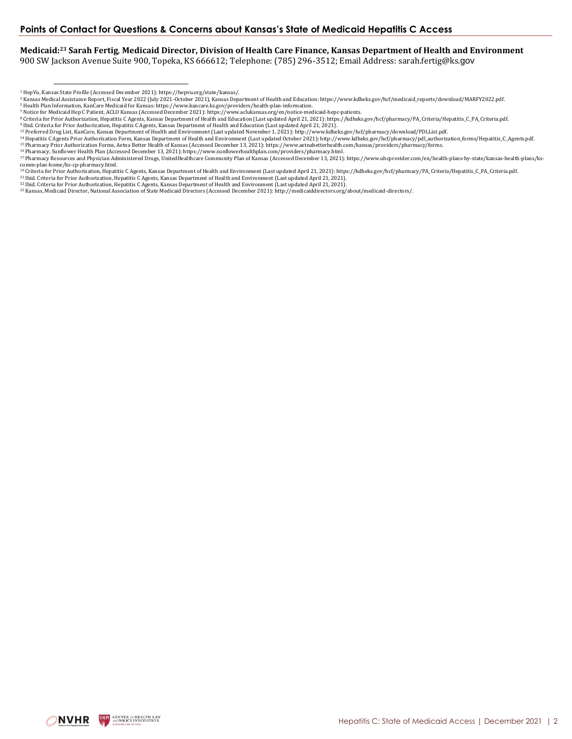## Points of Contact for Questions & Concerns about Kansas's State of Medicaid Hepatitis C Access

**Medicaid:**[23] **Sarah Fertig, Medicaid Director, Division of Health Care Finance, Kansas Department of Health and Environment**
900 SW Jackson Avenue Suite 900, Topeka, KS 666612; Telephone: (785) 296-3512; Email Address: sarah.fertig@ks.gov

---

[1] HepVu, Kansas State Profile (Accessed December 2021): https://hepvu.org/state/kansas/.
[2] Kansas Medical Assistance Report, Fiscal Year 2022 (July 2021-October 2021), Kansas Department of Health and Education: https://www.kdheks.gov/hcf/medicaid_reports/download/MARFY2022.pdf.
[5] Health Plan Information, KanCare Medicaid for Kansas: https://www.kancare.ks.gov/providers/health-plan-information.
[7] Notice for Medicaid Hep C Patient, ACLU Kansas (Accessed December 2021): https://www.aclukansas.org/en/notice-medicaid-hepc-patients.
[8] Criteria for Prior Authorization, Hepatitis C Agents, Kansas Department of Health and Education (Last updated April 21, 2021): https://kdheks.gov/hcf/pharmacy/PA_Criteria/Hepatitis_C_PA_Criteria.pdf.
[9] Ibid. Criteria for Prior Authorization, Hepatitis C Agents, Kansas Department of Health and Education (Last updated April 21, 2021).
[12] Preferred Drug List, KanCare, Kansas Department of Health and Environment (Last updated November 1, 2021): http://www.kdheks.gov/hcf/pharmacy/download/PDLList.pdf.
[14] Hepatitis C Agents Prior Authorization Form, Kansas Department of Health and Environment (Last updated October 2021): http://www.kdheks.gov/hcf/pharmacy/pdl_authorization_forms/Hepatitis_C_Agents.pdf.
[15] Pharmacy Prior Authorization Forms, Aetna Better Health of Kansas (Accessed December 13, 2021): https://www.aetnabetterhealth.com/kansas/providers/pharmacy/forms.
[16] Pharmacy, Sunflower Health Plan (Accessed December 13, 2021): https://www.sunflowerhealthplan.com/providers/pharmacy.html.
[17] Pharmacy Resources and Physician Administered Drugs, UnitedHealthcare Community Plan of Kansas (Accessed December 13, 2021): https://www.uhcprovider.com/en/health-plans-by-state/kansas-health-plans/ks-comm-plan-home/ks-cp-pharmacy.html.
[19] Criteria for Prior Authorization, Hepatitis C Agents, Kansas Department of Health and Environment (Last updated April 21, 2021): https://kdheks.gov/hcf/pharmacy/PA_Criteria/Hepatitis_C_PA_Criteria.pdf.
[21] Ibid. Criteria for Prior Authorization, Hepatitis C Agents, Kansas Department of Health and Environment (Last updated April 21, 2021).
[22] Ibid. Criteria for Prior Authorization, Hepatitis C Agents, Kansas Department of Health and Environment (Last updated April 21, 2021).
[23] Kansas, Medicaid Director, National Association of State Medicaid Directors (Accessed December 2021): http://medicaiddirectors.org/about/medicaid-directors/.